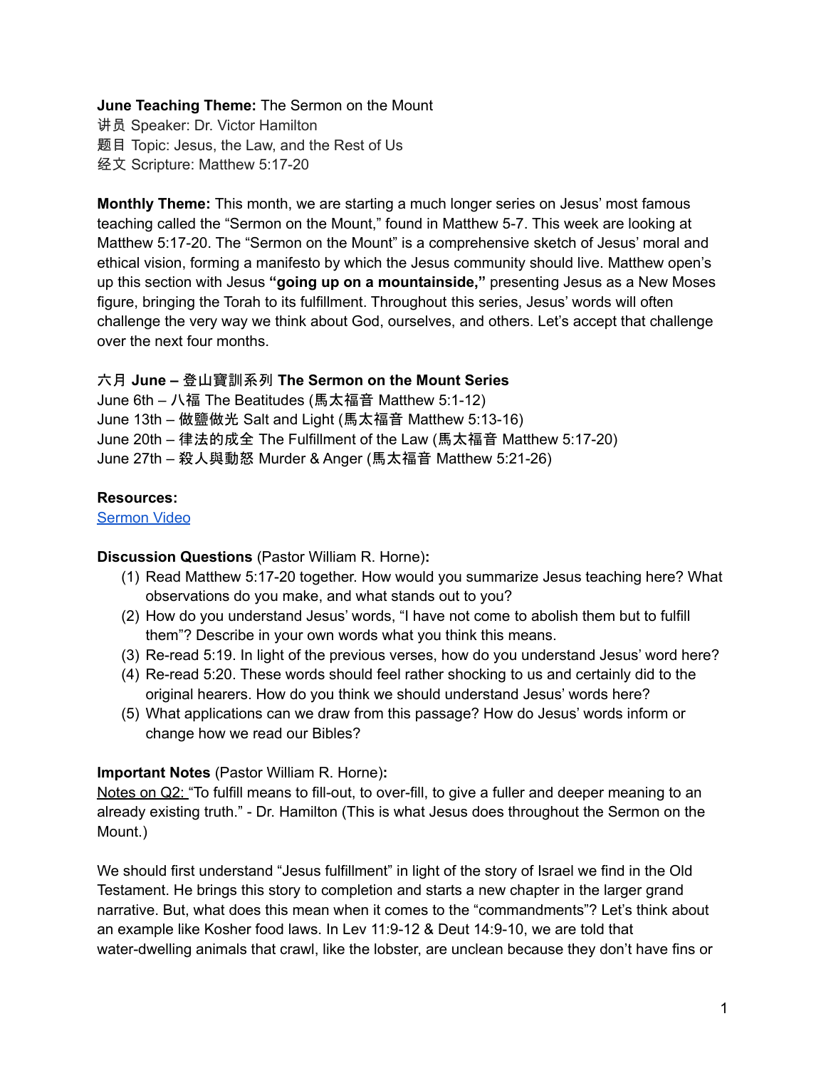**June Teaching Theme:** The Sermon on the Mount
讲员 Speaker: Dr. Victor Hamilton
题目 Topic: Jesus, the Law, and the Rest of Us
经文 Scripture: Matthew 5:17-20

**Monthly Theme:** This month, we are starting a much longer series on Jesus' most famous teaching called the "Sermon on the Mount," found in Matthew 5-7. This week are looking at Matthew 5:17-20. The "Sermon on the Mount" is a comprehensive sketch of Jesus' moral and ethical vision, forming a manifesto by which the Jesus community should live. Matthew open's up this section with Jesus **"going up on a mountainside,"** presenting Jesus as a New Moses figure, bringing the Torah to its fulfillment. Throughout this series, Jesus' words will often challenge the very way we think about God, ourselves, and others. Let's accept that challenge over the next four months.

六月 **June – 登山寶訓系列 The Sermon on the Mount Series**
June 6th – 八福 The Beatitudes (馬太福音 Matthew 5:1-12)
June 13th – 做鹽做光 Salt and Light (馬太福音 Matthew 5:13-16)
June 20th – 律法的成全 The Fulfillment of the Law (馬太福音 Matthew 5:17-20)
June 27th – 殺人與動怒 Murder & Anger (馬太福音 Matthew 5:21-26)

**Resources:**
Sermon Video

**Discussion Questions** (Pastor William R. Horne)**:**

(1) Read Matthew 5:17-20 together. How would you summarize Jesus teaching here? What observations do you make, and what stands out to you?
(2) How do you understand Jesus' words, "I have not come to abolish them but to fulfill them"? Describe in your own words what you think this means.
(3) Re-read 5:19. In light of the previous verses, how do you understand Jesus' word here?
(4) Re-read 5:20. These words should feel rather shocking to us and certainly did to the original hearers. How do you think we should understand Jesus' words here?
(5) What applications can we draw from this passage? How do Jesus' words inform or change how we read our Bibles?

**Important Notes** (Pastor William R. Horne)**:**
Notes on Q2: "To fulfill means to fill-out, to over-fill, to give a fuller and deeper meaning to an already existing truth." - Dr. Hamilton (This is what Jesus does throughout the Sermon on the Mount.)

We should first understand "Jesus fulfillment" in light of the story of Israel we find in the Old Testament. He brings this story to completion and starts a new chapter in the larger grand narrative. But, what does this mean when it comes to the "commandments"? Let's think about an example like Kosher food laws. In Lev 11:9-12 & Deut 14:9-10, we are told that water-dwelling animals that crawl, like the lobster, are unclean because they don't have fins or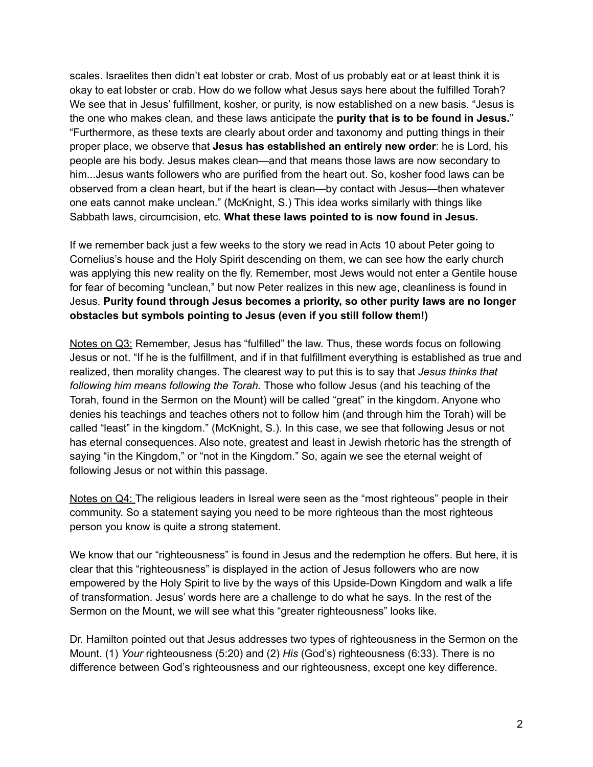scales. Israelites then didn't eat lobster or crab. Most of us probably eat or at least think it is okay to eat lobster or crab. How do we follow what Jesus says here about the fulfilled Torah? We see that in Jesus' fulfillment, kosher, or purity, is now established on a new basis. "Jesus is the one who makes clean, and these laws anticipate the **purity that is to be found in Jesus.**" "Furthermore, as these texts are clearly about order and taxonomy and putting things in their proper place, we observe that **Jesus has established an entirely new order**: he is Lord, his people are his body. Jesus makes clean—and that means those laws are now secondary to him...Jesus wants followers who are purified from the heart out. So, kosher food laws can be observed from a clean heart, but if the heart is clean—by contact with Jesus—then whatever one eats cannot make unclean." (McKnight, S.) This idea works similarly with things like Sabbath laws, circumcision, etc. **What these laws pointed to is now found in Jesus.**

If we remember back just a few weeks to the story we read in Acts 10 about Peter going to Cornelius's house and the Holy Spirit descending on them, we can see how the early church was applying this new reality on the fly. Remember, most Jews would not enter a Gentile house for fear of becoming "unclean," but now Peter realizes in this new age, cleanliness is found in Jesus. **Purity found through Jesus becomes a priority, so other purity laws are no longer obstacles but symbols pointing to Jesus (even if you still follow them!)**

<u>Notes on Q3:</u> Remember, Jesus has "fulfilled" the law. Thus, these words focus on following Jesus or not. "If he is the fulfillment, and if in that fulfillment everything is established as true and realized, then morality changes. The clearest way to put this is to say that *Jesus thinks that following him means following the Torah.* Those who follow Jesus (and his teaching of the Torah, found in the Sermon on the Mount) will be called "great" in the kingdom. Anyone who denies his teachings and teaches others not to follow him (and through him the Torah) will be called "least" in the kingdom." (McKnight, S.). In this case, we see that following Jesus or not has eternal consequences. Also note, greatest and least in Jewish rhetoric has the strength of saying "in the Kingdom," or "not in the Kingdom." So, again we see the eternal weight of following Jesus or not within this passage.

<u>Notes on Q4:</u> The religious leaders in Isreal were seen as the "most righteous" people in their community. So a statement saying you need to be more righteous than the most righteous person you know is quite a strong statement.

We know that our "righteousness" is found in Jesus and the redemption he offers. But here, it is clear that this "righteousness" is displayed in the action of Jesus followers who are now empowered by the Holy Spirit to live by the ways of this Upside-Down Kingdom and walk a life of transformation. Jesus' words here are a challenge to do what he says. In the rest of the Sermon on the Mount, we will see what this "greater righteousness" looks like.

Dr. Hamilton pointed out that Jesus addresses two types of righteousness in the Sermon on the Mount. (1) *Your* righteousness (5:20) and (2) *His* (God's) righteousness (6:33). There is no difference between God's righteousness and our righteousness, except one key difference.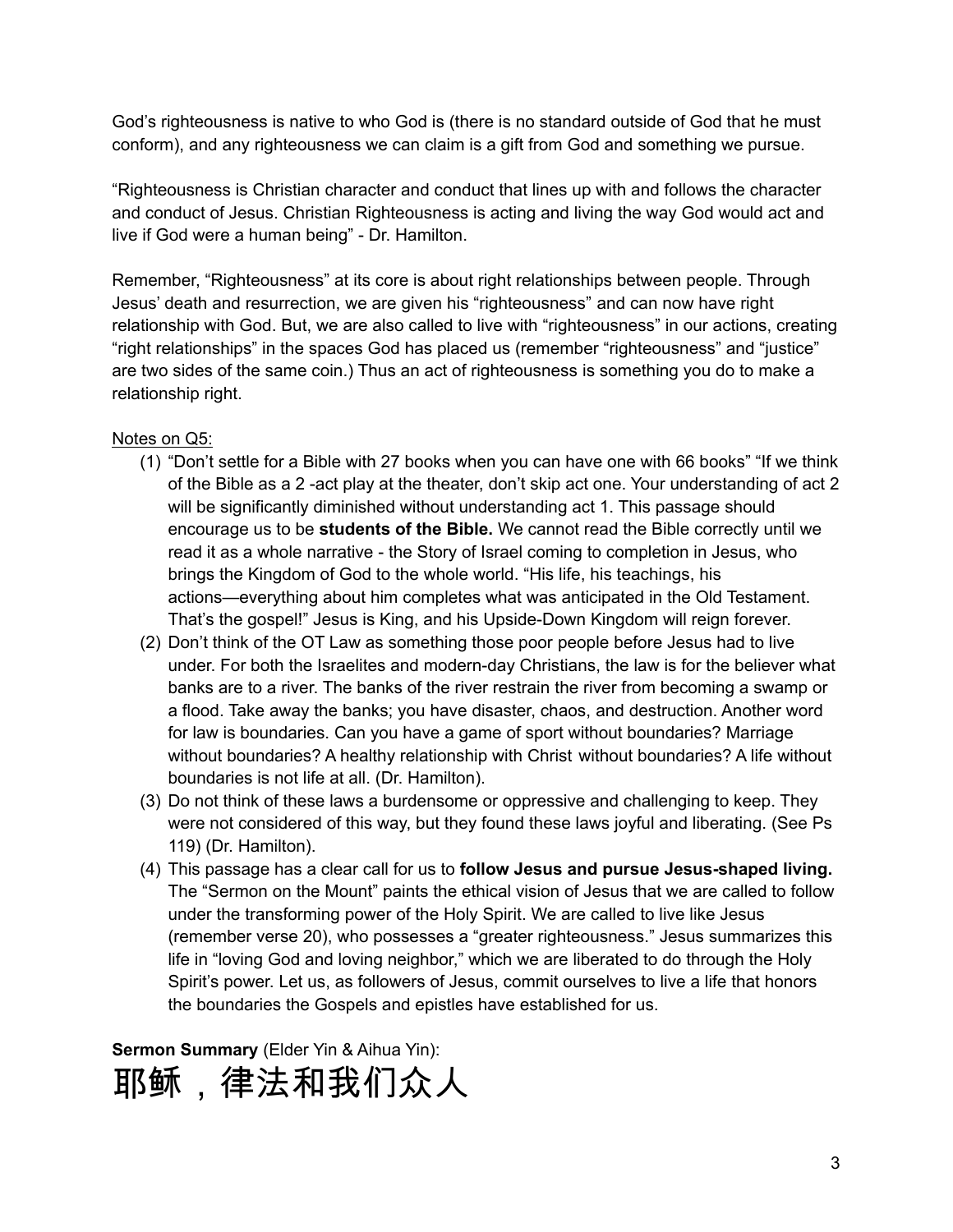God's righteousness is native to who God is (there is no standard outside of God that he must conform), and any righteousness we can claim is a gift from God and something we pursue.

"Righteousness is Christian character and conduct that lines up with and follows the character and conduct of Jesus. Christian Righteousness is acting and living the way God would act and live if God were a human being" - Dr. Hamilton.

Remember, "Righteousness" at its core is about right relationships between people. Through Jesus' death and resurrection, we are given his "righteousness" and can now have right relationship with God. But, we are also called to live with "righteousness" in our actions, creating "right relationships" in the spaces God has placed us (remember "righteousness" and "justice" are two sides of the same coin.) Thus an act of righteousness is something you do to make a relationship right.

<u>Notes on Q5:</u>

(1) "Don't settle for a Bible with 27 books when you can have one with 66 books" "If we think of the Bible as a 2 -act play at the theater, don't skip act one. Your understanding of act 2 will be significantly diminished without understanding act 1. This passage should encourage us to be **students of the Bible.** We cannot read the Bible correctly until we read it as a whole narrative - the Story of Israel coming to completion in Jesus, who brings the Kingdom of God to the whole world. "His life, his teachings, his actions—everything about him completes what was anticipated in the Old Testament. That's the gospel!" Jesus is King, and his Upside-Down Kingdom will reign forever.

(2) Don't think of the OT Law as something those poor people before Jesus had to live under. For both the Israelites and modern-day Christians, the law is for the believer what banks are to a river. The banks of the river restrain the river from becoming a swamp or a flood. Take away the banks; you have disaster, chaos, and destruction. Another word for law is boundaries. Can you have a game of sport without boundaries? Marriage without boundaries? A healthy relationship with Christ without boundaries? A life without boundaries is not life at all. (Dr. Hamilton).

(3) Do not think of these laws a burdensome or oppressive and challenging to keep. They were not considered of this way, but they found these laws joyful and liberating. (See Ps 119) (Dr. Hamilton).

(4) This passage has a clear call for us to **follow Jesus and pursue Jesus-shaped living.** The "Sermon on the Mount" paints the ethical vision of Jesus that we are called to follow under the transforming power of the Holy Spirit. We are called to live like Jesus (remember verse 20), who possesses a "greater righteousness." Jesus summarizes this life in "loving God and loving neighbor," which we are liberated to do through the Holy Spirit's power. Let us, as followers of Jesus, commit ourselves to live a life that honors the boundaries the Gospels and epistles have established for us.

**Sermon Summary** (Elder Yin & Aihua Yin):

# 耶稣，律法和我们众人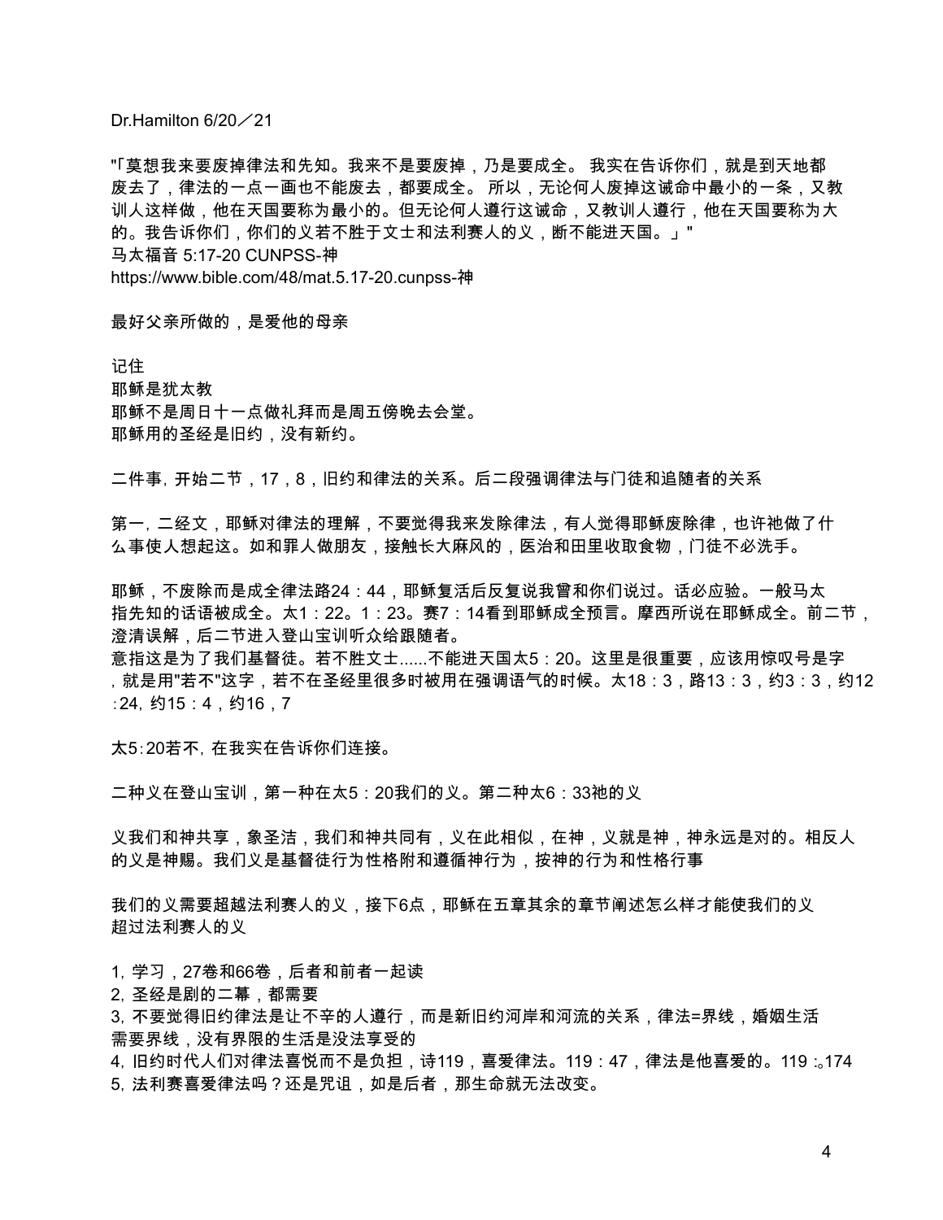Dr.Hamilton 6/20／21

"「莫想我来要废掉律法和先知。我来不是要废掉，乃是要成全。 我实在告诉你们，就是到天地都废去了，律法的一点一画也不能废去，都要成全。 所以，无论何人废掉这诫命中最小的一条，又教训人这样做，他在天国要称为最小的。但无论何人遵行这诫命，又教训人遵行，他在天国要称为大的。我告诉你们，你们的义若不胜于文士和法利赛人的义，断不能进天国。」"
马太福音 5:17-20 CUNPSS-神
https://www.bible.com/48/mat.5.17-20.cunpss-神

最好父亲所做的，是爱他的母亲

记住
耶稣是犹太教
耶稣不是周日十一点做礼拜而是周五傍晚去会堂。
耶稣用的圣经是旧约，没有新约。

二件事，开始二节，17，8，旧约和律法的关系。后二段强调律法与门徒和追随者的关系

第一，二经文，耶稣对律法的理解，不要觉得我来发除律法，有人觉得耶稣废除律，也许祂做了什么事使人想起这。如和罪人做朋友，接触长大麻风的，医治和田里收取食物，门徒不必洗手。

耶稣，不废除而是成全律法路24：44，耶稣复活后反复说我曾和你们说过。话必应验。一般马太指先知的话语被成全。太1：22。1：23。赛7：14看到耶稣成全预言。摩西所说在耶稣成全。前二节，澄清误解，后二节进入登山宝训听众给跟随者。
意指这是为了我们基督徒。若不胜文士......不能进天国太5：20。这里是很重要，应该用惊叹号是字，就是用"若不"这字，若不在圣经里很多时被用在强调语气的时候。太18：3，路13：3，约3：3，约12：24，约15：4，约16，7

太5:20若不，在我实在告诉你们连接。

二种义在登山宝训，第一种在太5：20我们的义。第二种太6：33祂的义

义我们和神共享，象圣洁，我们和神共同有，义在此相似，在神，义就是神，神永远是对的。相反人的义是神赐。我们义是基督徒行为性格附和遵循神行为，按神的行为和性格行事

我们的义需要超越法利赛人的义，接下6点，耶稣在五章其余的章节阐述怎么样才能使我们的义超过法利赛人的义

1，学习，27卷和66卷，后者和前者一起读
2，圣经是剧的二幕，都需要
3，不要觉得旧约律法是让不辛的人遵行，而是新旧约河岸和河流的关系，律法=界线，婚姻生活需要界线，没有界限的生活是没法享受的
4，旧约时代人们对律法喜悦而不是负担，诗119，喜爱律法。119：47，律法是他喜爱的。119：。174
5，法利赛喜爱律法吗？还是咒诅，如是后者，那生命就无法改变。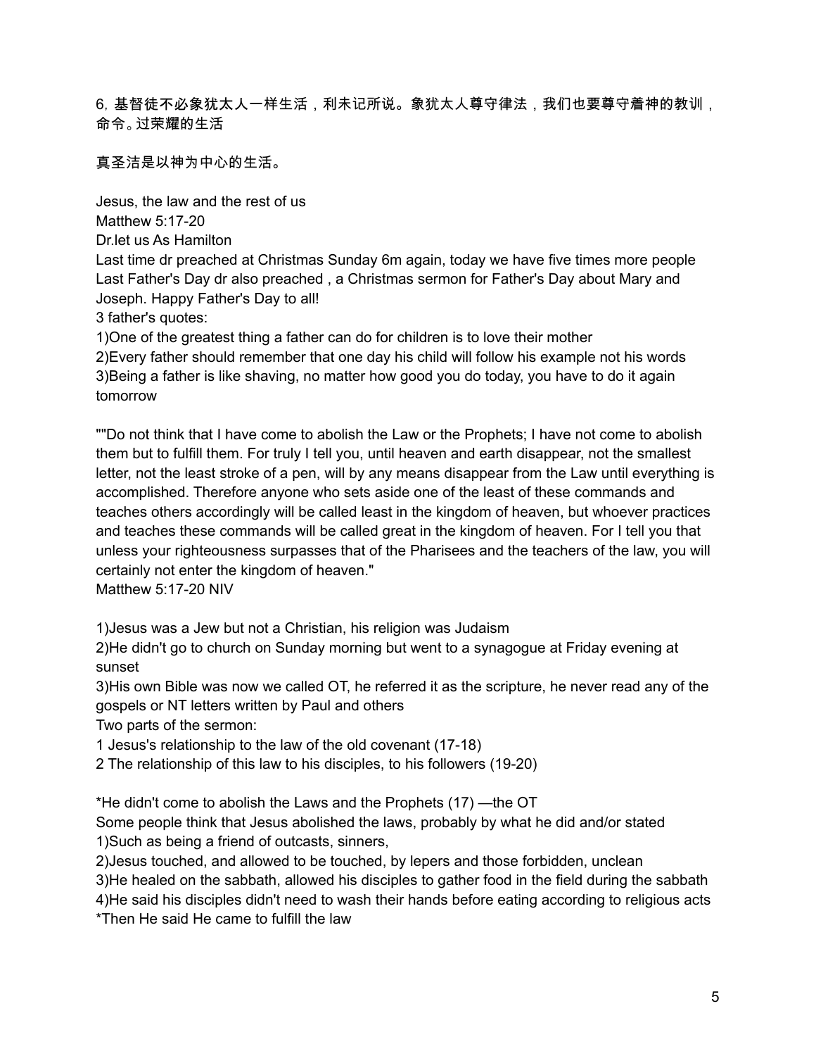6, 基督徒不必象犹太人一样生活，利未记所说。象犹太人尊守律法，我们也要尊守着神的教训，命令。过荣耀的生活

真圣洁是以神为中心的生活。

Jesus, the law and the rest of us
Matthew 5:17-20
Dr.let us As Hamilton
Last time dr preached at Christmas Sunday 6m again, today we have five times more people
Last Father's Day dr also preached , a Christmas sermon for Father's Day about Mary and Joseph. Happy Father's Day to all!
3 father's quotes:
1)One of the greatest thing a father can do for children is to love their mother
2)Every father should remember that one day his child will follow his example not his words
3)Being a father is like shaving, no matter how good you do today, you have to do it again tomorrow

""Do not think that I have come to abolish the Law or the Prophets; I have not come to abolish them but to fulfill them. For truly I tell you, until heaven and earth disappear, not the smallest letter, not the least stroke of a pen, will by any means disappear from the Law until everything is accomplished. Therefore anyone who sets aside one of the least of these commands and teaches others accordingly will be called least in the kingdom of heaven, but whoever practices and teaches these commands will be called great in the kingdom of heaven. For I tell you that unless your righteousness surpasses that of the Pharisees and the teachers of the law, you will certainly not enter the kingdom of heaven."
Matthew 5:17-20 NIV

1)Jesus was a Jew but not a Christian, his religion was Judaism
2)He didn't go to church on Sunday morning but went to a synagogue at Friday evening at sunset
3)His own Bible was now we called OT, he referred it as the scripture, he never read any of the gospels or NT letters written by Paul and others
Two parts of the sermon:
1 Jesus's relationship to the law of the old covenant (17-18)
2 The relationship of this law to his disciples, to his followers (19-20)

*He didn't come to abolish the Laws and the Prophets (17) —the OT
Some people think that Jesus abolished the laws, probably by what he did and/or stated
1)Such as being a friend of outcasts, sinners,
2)Jesus touched, and allowed to be touched, by lepers and those forbidden, unclean
3)He healed on the sabbath, allowed his disciples to gather food in the field during the sabbath
4)He said his disciples didn't need to wash their hands before eating according to religious acts
*Then He said He came to fulfill the law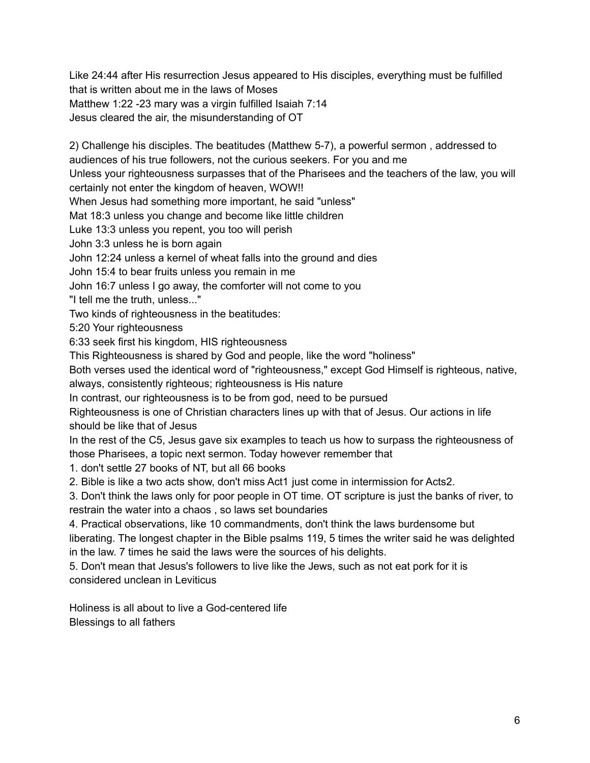Like 24:44 after His resurrection Jesus appeared to His disciples, everything must be fulfilled that is written about me in the laws of Moses
Matthew 1:22 -23 mary was a virgin fulfilled Isaiah 7:14
Jesus cleared the air, the misunderstanding of OT

2) Challenge his disciples. The beatitudes (Matthew 5-7), a powerful sermon , addressed to audiences of his true followers, not the curious seekers. For you and me
Unless your righteousness surpasses that of the Pharisees and the teachers of the law, you will certainly not enter the kingdom of heaven, WOW!!
When Jesus had something more important, he said "unless"
Mat 18:3 unless you change and become like little children
Luke 13:3 unless you repent, you too will perish
John 3:3 unless he is born again
John 12:24 unless a kernel of wheat falls into the ground and dies
John 15:4 to bear fruits unless you remain in me
John 16:7 unless I go away, the comforter will not come to you
"I tell me the truth, unless..."
Two kinds of righteousness in the beatitudes:
5:20 Your righteousness
6:33 seek first his kingdom, HIS righteousness
This Righteousness is shared by God and people, like the word "holiness"
Both verses used the identical word of "righteousness," except God Himself is righteous, native, always, consistently righteous; righteousness is His nature
In contrast, our righteousness is to be from god, need to be pursued
Righteousness is one of Christian characters lines up with that of Jesus. Our actions in life should be like that of Jesus
In the rest of the C5, Jesus gave six examples to teach us how to surpass the righteousness of those Pharisees, a topic next sermon. Today however remember that
1. don't settle 27 books of NT, but all 66 books
2. Bible is like a two acts show, don't miss Act1 just come in intermission for Acts2.
3. Don't think the laws only for poor people in OT time. OT scripture is just the banks of river, to restrain the water into a chaos , so laws set boundaries
4. Practical observations, like 10 commandments, don't think the laws burdensome but liberating. The longest chapter in the Bible psalms 119, 5 times the writer said he was delighted in the law. 7 times he said the laws were the sources of his delights.
5. Don't mean that Jesus's followers to live like the Jews, such as not eat pork for it is considered unclean in Leviticus

Holiness is all about to live a God-centered life
Blessings to all fathers